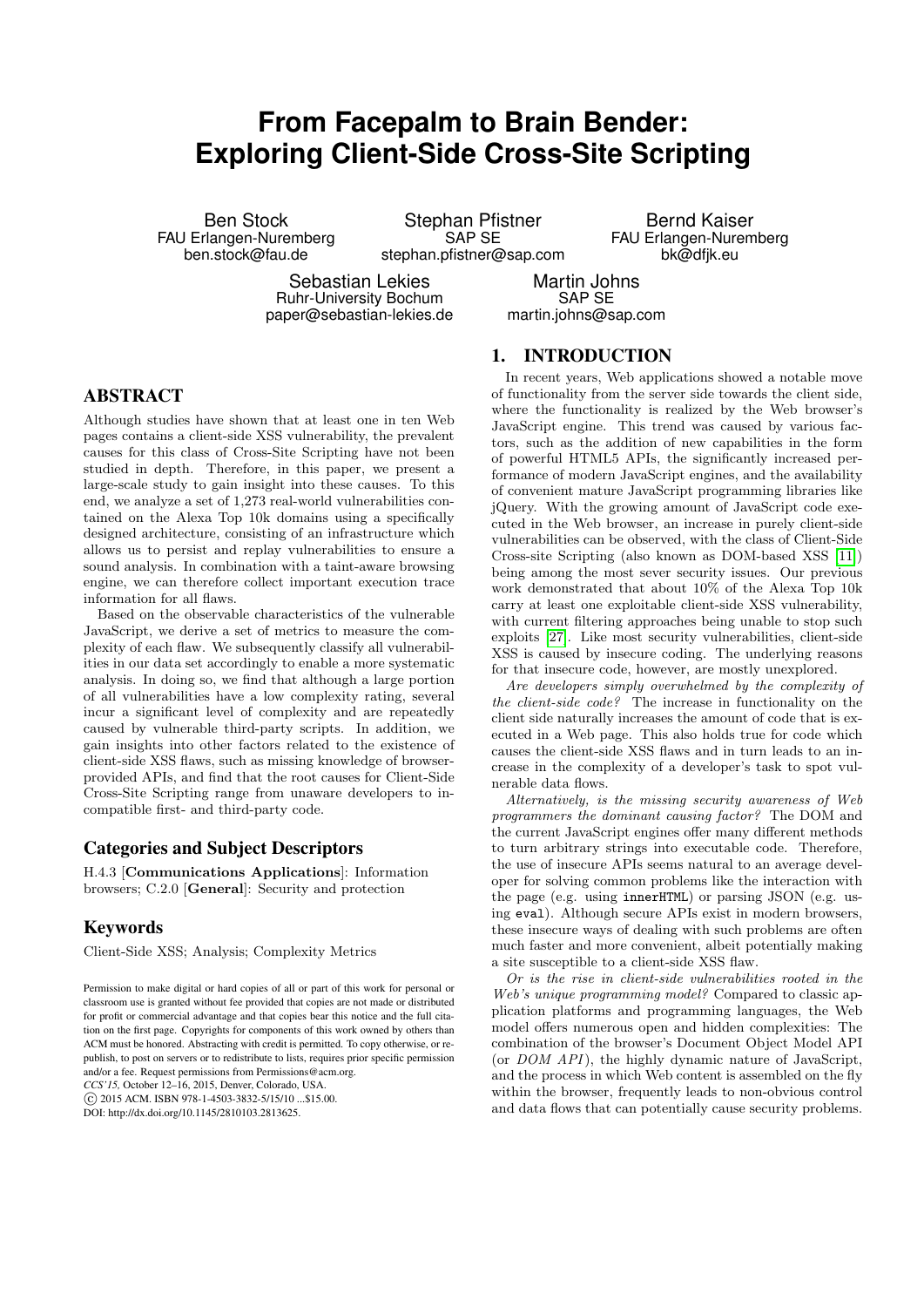# From Facepalm to Brain Bender: Exploring Client-Side Cross-Site Scripting

Ben Stock
FAU Erlangen-Nuremberg
ben.stock@fau.de

Stephan Pfistner
SAP SE
stephan.pfistner@sap.com

Bernd Kaiser
FAU Erlangen-Nuremberg
bk@dfjk.eu

Sebastian Lekies
Ruhr-University Bochum
paper@sebastian-lekies.de

Martin Johns
SAP SE
martin.johns@sap.com

## ABSTRACT

Although studies have shown that at least one in ten Web pages contains a client-side XSS vulnerability, the prevalent causes for this class of Cross-Site Scripting have not been studied in depth. Therefore, in this paper, we present a large-scale study to gain insight into these causes. To this end, we analyze a set of 1,273 real-world vulnerabilities contained on the Alexa Top 10k domains using a specifically designed architecture, consisting of an infrastructure which allows us to persist and replay vulnerabilities to ensure a sound analysis. In combination with a taint-aware browsing engine, we can therefore collect important execution trace information for all flaws.

Based on the observable characteristics of the vulnerable JavaScript, we derive a set of metrics to measure the complexity of each flaw. We subsequently classify all vulnerabilities in our data set accordingly to enable a more systematic analysis. In doing so, we find that although a large portion of all vulnerabilities have a low complexity rating, several incur a significant level of complexity and are repeatedly caused by vulnerable third-party scripts. In addition, we gain insights into other factors related to the existence of client-side XSS flaws, such as missing knowledge of browser-provided APIs, and find that the root causes for Client-Side Cross-Site Scripting range from unaware developers to incompatible first- and third-party code.

### Categories and Subject Descriptors

H.4.3 [**Communications Applications**]: Information browsers; C.2.0 [**General**]: Security and protection

### Keywords

Client-Side XSS; Analysis; Complexity Metrics

Permission to make digital or hard copies of all or part of this work for personal or classroom use is granted without fee provided that copies are not made or distributed for profit or commercial advantage and that copies bear this notice and the full citation on the first page. Copyrights for components of this work owned by others than ACM must be honored. Abstracting with credit is permitted. To copy otherwise, or republish, to post on servers or to redistribute to lists, requires prior specific permission and/or a fee. Request permissions from Permissions@acm.org.
*CCS'15,* October 12–16, 2015, Denver, Colorado, USA.
© 2015 ACM. ISBN 978-1-4503-3832-5/15/10 ...$15.00.
DOI: http://dx.doi.org/10.1145/2810103.2813625.

## 1. INTRODUCTION

In recent years, Web applications showed a notable move of functionality from the server side towards the client side, where the functionality is realized by the Web browser's JavaScript engine. This trend was caused by various factors, such as the addition of new capabilities in the form of powerful HTML5 APIs, the significantly increased performance of modern JavaScript engines, and the availability of convenient mature JavaScript programming libraries like jQuery. With the growing amount of JavaScript code executed in the Web browser, an increase in purely client-side vulnerabilities can be observed, with the class of Client-Side Cross-site Scripting (also known as DOM-based XSS [11]) being among the most sever security issues. Our previous work demonstrated that about 10% of the Alexa Top 10k carry at least one exploitable client-side XSS vulnerability, with current filtering approaches being unable to stop such exploits [27]. Like most security vulnerabilities, client-side XSS is caused by insecure coding. The underlying reasons for that insecure code, however, are mostly unexplored.

*Are developers simply overwhelmed by the complexity of the client-side code?* The increase in functionality on the client side naturally increases the amount of code that is executed in a Web page. This also holds true for code which causes the client-side XSS flaws and in turn leads to an increase in the complexity of a developer's task to spot vulnerable data flows.

*Alternatively, is the missing security awareness of Web programmers the dominant causing factor?* The DOM and the current JavaScript engines offer many different methods to turn arbitrary strings into executable code. Therefore, the use of insecure APIs seems natural to an average developer for solving common problems like the interaction with the page (e.g. using `innerHTML`) or parsing JSON (e.g. using `eval`). Although secure APIs exist in modern browsers, these insecure ways of dealing with such problems are often much faster and more convenient, albeit potentially making a site susceptible to a client-side XSS flaw.

*Or is the rise in client-side vulnerabilities rooted in the Web's unique programming model?* Compared to classic application platforms and programming languages, the Web model offers numerous open and hidden complexities: The combination of the browser's Document Object Model API (or *DOM API*), the highly dynamic nature of JavaScript, and the process in which Web content is assembled on the fly within the browser, frequently leads to non-obvious control and data flows that can potentially cause security problems.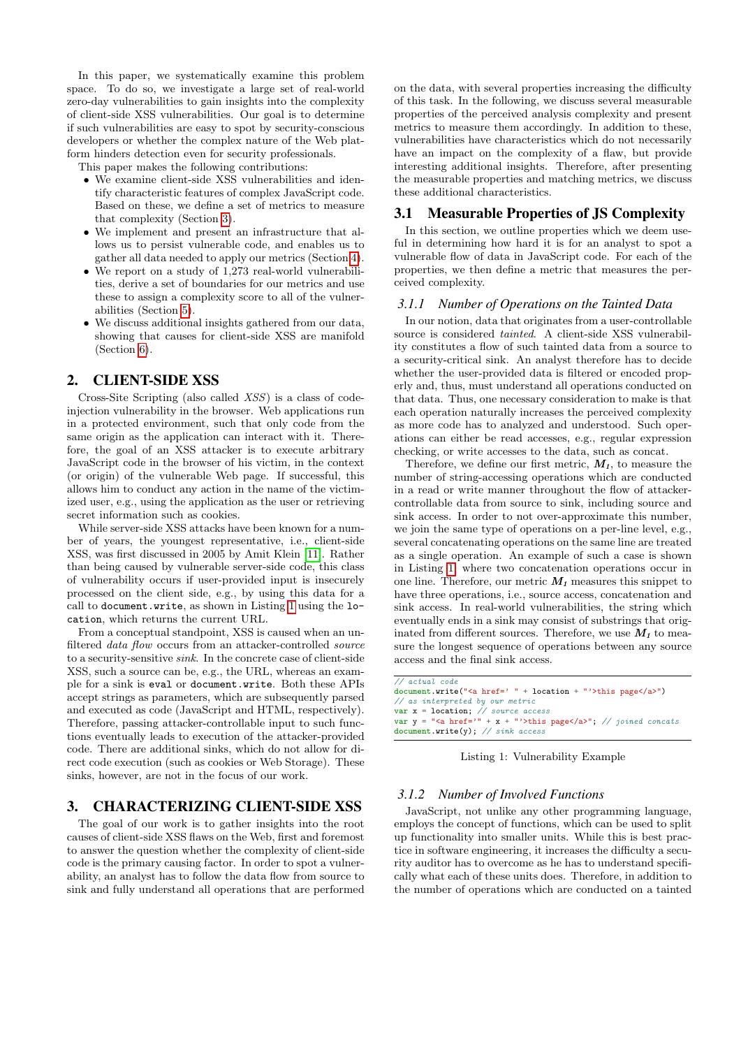In this paper, we systematically examine this problem space. To do so, we investigate a large set of real-world zero-day vulnerabilities to gain insights into the complexity of client-side XSS vulnerabilities. Our goal is to determine if such vulnerabilities are easy to spot by security-conscious developers or whether the complex nature of the Web platform hinders detection even for security professionals.

This paper makes the following contributions:

- We examine client-side XSS vulnerabilities and identify characteristic features of complex JavaScript code. Based on these, we define a set of metrics to measure that complexity (Section 3).
- We implement and present an infrastructure that allows us to persist vulnerable code, and enables us to gather all data needed to apply our metrics (Section 4).
- We report on a study of 1,273 real-world vulnerabilities, derive a set of boundaries for our metrics and use these to assign a complexity score to all of the vulnerabilities (Section 5).
- We discuss additional insights gathered from our data, showing that causes for client-side XSS are manifold (Section 6).

## 2. CLIENT-SIDE XSS

Cross-Site Scripting (also called *XSS*) is a class of code-injection vulnerability in the browser. Web applications run in a protected environment, such that only code from the same origin as the application can interact with it. Therefore, the goal of an XSS attacker is to execute arbitrary JavaScript code in the browser of his victim, in the context (or origin) of the vulnerable Web page. If successful, this allows him to conduct any action in the name of the victimized user, e.g., using the application as the user or retrieving secret information such as cookies.

While server-side XSS attacks have been known for a number of years, the youngest representative, i.e., client-side XSS, was first discussed in 2005 by Amit Klein [11]. Rather than being caused by vulnerable server-side code, this class of vulnerability occurs if user-provided input is insecurely processed on the client side, e.g., by using this data for a call to `document.write`, as shown in Listing 1 using the `location`, which returns the current URL.

From a conceptual standpoint, XSS is caused when an unfiltered *data flow* occurs from an attacker-controlled *source* to a security-sensitive *sink*. In the concrete case of client-side XSS, such a source can be, e.g., the URL, whereas an example for a sink is `eval` or `document.write`. Both these APIs accept strings as parameters, which are subsequently parsed and executed as code (JavaScript and HTML, respectively). Therefore, passing attacker-controllable input to such functions eventually leads to execution of the attacker-provided code. There are additional sinks, which do not allow for direct code execution (such as cookies or Web Storage). These sinks, however, are not in the focus of our work.

## 3. CHARACTERIZING CLIENT-SIDE XSS

The goal of our work is to gather insights into the root causes of client-side XSS flaws on the Web, first and foremost to answer the question whether the complexity of client-side code is the primary causing factor. In order to spot a vulnerability, an analyst has to follow the data flow from source to sink and fully understand all operations that are performed on the data, with several properties increasing the difficulty of this task. In the following, we discuss several measurable properties of the perceived analysis complexity and present metrics to measure them accordingly. In addition to these, vulnerabilities have characteristics which do not necessarily have an impact on the complexity of a flaw, but provide interesting additional insights. Therefore, after presenting the measurable properties and matching metrics, we discuss these additional characteristics.

### 3.1 Measurable Properties of JS Complexity

In this section, we outline properties which we deem useful in determining how hard it is for an analyst to spot a vulnerable flow of data in JavaScript code. For each of the properties, we then define a metric that measures the perceived complexity.

#### 3.1.1 Number of Operations on the Tainted Data

In our notion, data that originates from a user-controllable source is considered *tainted*. A client-side XSS vulnerability constitutes a flow of such tainted data from a source to a security-critical sink. An analyst therefore has to decide whether the user-provided data is filtered or encoded properly and, thus, must understand all operations conducted on that data. Thus, one necessary consideration to make is that each operation naturally increases the perceived complexity as more code has to analyzed and understood. Such operations can either be read accesses, e.g., regular expression checking, or write accesses to the data, such as concat.

Therefore, we define our first metric, $M_1$, to measure the number of string-accessing operations which are conducted in a read or write manner throughout the flow of attacker-controllable data from source to sink, including source and sink access. In order to not over-approximate this number, we join the same type of operations on a per-line level, e.g., several concatenating operations on the same line are treated as a single operation. An example of such a case is shown in Listing 1, where two concatenation operations occur in one line. Therefore, our metric $M_1$ measures this snippet to have three operations, i.e., source access, concatenation and sink access. In real-world vulnerabilities, the string which eventually ends in a sink may consist of substrings that originated from different sources. Therefore, we use $M_1$ to measure the longest sequence of operations between any source access and the final sink access.

```
// actual code
document.write("<a href=' " + location + "'>this page</a>")
// as interpreted by our metric
var x = location; // source access
var y = "<a href='" + x + "'>this page</a>"; // joined concats
document.write(y); // sink access
```

Listing 1: Vulnerability Example

#### 3.1.2 Number of Involved Functions

JavaScript, not unlike any other programming language, employs the concept of functions, which can be used to split up functionality into smaller units. While this is best practice in software engineering, it increases the difficulty a security auditor has to overcome as he has to understand specifically what each of these units does. Therefore, in addition to the number of operations which are conducted on a tainted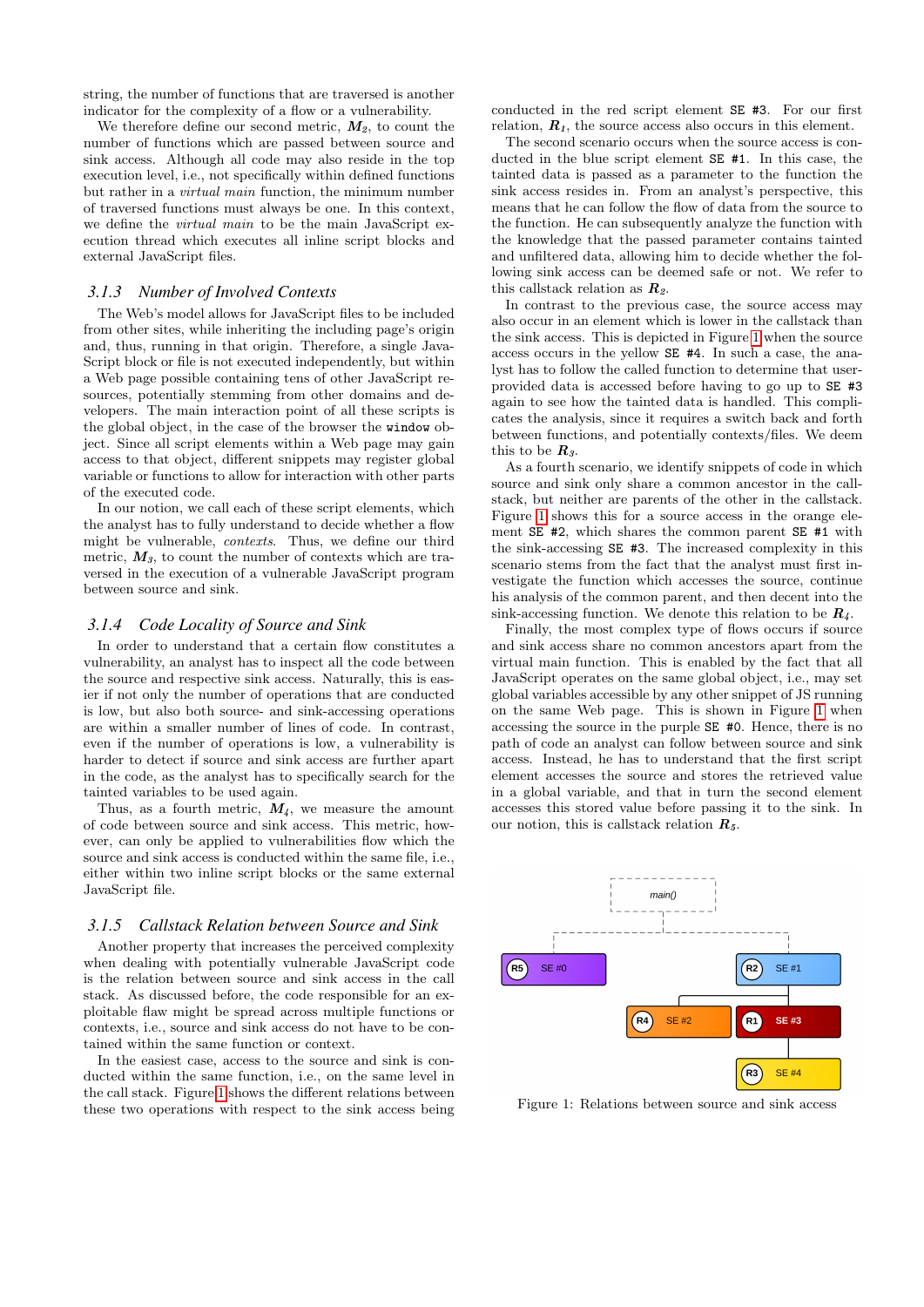string, the number of functions that are traversed is another indicator for the complexity of a flow or a vulnerability.

We therefore define our second metric, $M_2$, to count the number of functions which are passed between source and sink access. Although all code may also reside in the top execution level, i.e., not specifically within defined functions but rather in a *virtual main* function, the minimum number of traversed functions must always be one. In this context, we define the *virtual main* to be the main JavaScript execution thread which executes all inline script blocks and external JavaScript files.

### 3.1.3 Number of Involved Contexts

The Web's model allows for JavaScript files to be included from other sites, while inheriting the including page's origin and, thus, running in that origin. Therefore, a single JavaScript block or file is not executed independently, but within a Web page possible containing tens of other JavaScript resources, potentially stemming from other domains and developers. The main interaction point of all these scripts is the global object, in the case of the browser the `window` object. Since all script elements within a Web page may gain access to that object, different snippets may register global variable or functions to allow for interaction with other parts of the executed code.

In our notion, we call each of these script elements, which the analyst has to fully understand to decide whether a flow might be vulnerable, *contexts*. Thus, we define our third metric, $M_3$, to count the number of contexts which are traversed in the execution of a vulnerable JavaScript program between source and sink.

### 3.1.4 Code Locality of Source and Sink

In order to understand that a certain flow constitutes a vulnerability, an analyst has to inspect all the code between the source and respective sink access. Naturally, this is easier if not only the number of operations that are conducted is low, but also both source- and sink-accessing operations are within a smaller number of lines of code. In contrast, even if the number of operations is low, a vulnerability is harder to detect if source and sink access are further apart in the code, as the analyst has to specifically search for the tainted variables to be used again.

Thus, as a fourth metric, $M_4$, we measure the amount of code between source and sink access. This metric, however, can only be applied to vulnerabilities flow which the source and sink access is conducted within the same file, i.e., either within two inline script blocks or the same external JavaScript file.

### 3.1.5 Callstack Relation between Source and Sink

Another property that increases the perceived complexity when dealing with potentially vulnerable JavaScript code is the relation between source and sink access in the call stack. As discussed before, the code responsible for an exploitable flaw might be spread across multiple functions or contexts, i.e., source and sink access do not have to be contained within the same function or context.

In the easiest case, access to the source and sink is conducted within the same function, i.e., on the same level in the call stack. Figure 1 shows the different relations between these two operations with respect to the sink access being conducted in the red script element `SE #3`. For our first relation, $R_1$, the source access also occurs in this element.

The second scenario occurs when the source access is conducted in the blue script element `SE #1`. In this case, the tainted data is passed as a parameter to the function the sink access resides in. From an analyst's perspective, this means that he can follow the flow of data from the source to the function. He can subsequently analyze the function with the knowledge that the passed parameter contains tainted and unfiltered data, allowing him to decide whether the following sink access can be deemed safe or not. We refer to this callstack relation as $R_2$.

In contrast to the previous case, the source access may also occur in an element which is lower in the callstack than the sink access. This is depicted in Figure 1 when the source access occurs in the yellow `SE #4`. In such a case, the analyst has to follow the called function to determine that user-provided data is accessed before having to go up to `SE #3` again to see how the tainted data is handled. This complicates the analysis, since it requires a switch back and forth between functions, and potentially contexts/files. We deem this to be $R_3$.

As a fourth scenario, we identify snippets of code in which source and sink only share a common ancestor in the callstack, but neither are parents of the other in the callstack. Figure 1 shows this for a source access in the orange element `SE #2`, which shares the common parent `SE #1` with the sink-accessing `SE #3`. The increased complexity in this scenario stems from the fact that the analyst must first investigate the function which accesses the source, continue his analysis of the common parent, and then decent into the sink-accessing function. We denote this relation to be $R_4$.

Finally, the most complex type of flows occurs if source and sink access share no common ancestors apart from the virtual main function. This is enabled by the fact that all JavaScript operates on the same global object, i.e., may set global variables accessible by any other snippet of JS running on the same Web page. This is shown in Figure 1 when accessing the source in the purple `SE #0`. Hence, there is no path of code an analyst can follow between source and sink access. Instead, he has to understand that the first script element accesses the source and stores the retrieved value in a global variable, and that in turn the second element accesses this stored value before passing it to the sink. In our notion, this is callstack relation $R_5$.

main()

R5 SE #0

R2 SE #1

R4 SE #2

R1 SE #3

R3 SE #4

Figure 1: Relations between source and sink access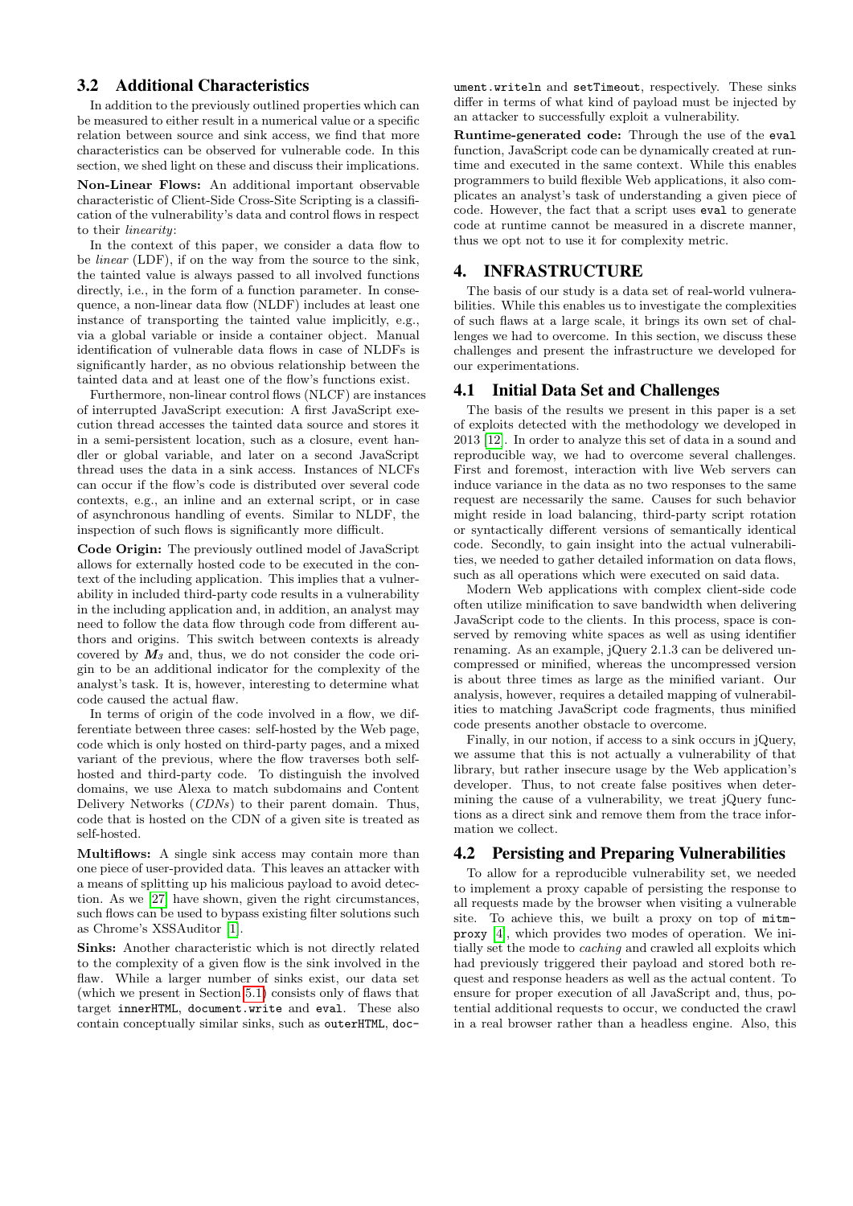## 3.2 Additional Characteristics

In addition to the previously outlined properties which can be measured to either result in a numerical value or a specific relation between source and sink access, we find that more characteristics can be observed for vulnerable code. In this section, we shed light on these and discuss their implications.

**Non-Linear Flows:** An additional important observable characteristic of Client-Side Cross-Site Scripting is a classification of the vulnerability's data and control flows in respect to their *linearity*:

In the context of this paper, we consider a data flow to be *linear* (LDF), if on the way from the source to the sink, the tainted value is always passed to all involved functions directly, i.e., in the form of a function parameter. In consequence, a non-linear data flow (NLDF) includes at least one instance of transporting the tainted value implicitly, e.g., via a global variable or inside a container object. Manual identification of vulnerable data flows in case of NLDFs is significantly harder, as no obvious relationship between the tainted data and at least one of the flow's functions exist.

Furthermore, non-linear control flows (NLCF) are instances of interrupted JavaScript execution: A first JavaScript execution thread accesses the tainted data source and stores it in a semi-persistent location, such as a closure, event handler or global variable, and later on a second JavaScript thread uses the data in a sink access. Instances of NLCFs can occur if the flow's code is distributed over several code contexts, e.g., an inline and an external script, or in case of asynchronous handling of events. Similar to NLDF, the inspection of such flows is significantly more difficult.

**Code Origin:** The previously outlined model of JavaScript allows for externally hosted code to be executed in the context of the including application. This implies that a vulnerability in included third-party code results in a vulnerability in the including application and, in addition, an analyst may need to follow the data flow through code from different authors and origins. This switch between contexts is already covered by $M_3$ and, thus, we do not consider the code origin to be an additional indicator for the complexity of the analyst's task. It is, however, interesting to determine what code caused the actual flaw.

In terms of origin of the code involved in a flow, we differentiate between three cases: self-hosted by the Web page, code which is only hosted on third-party pages, and a mixed variant of the previous, where the flow traverses both self-hosted and third-party code. To distinguish the involved domains, we use Alexa to match subdomains and Content Delivery Networks (*CDNs*) to their parent domain. Thus, code that is hosted on the CDN of a given site is treated as self-hosted.

**Multiflows:** A single sink access may contain more than one piece of user-provided data. This leaves an attacker with a means of splitting up his malicious payload to avoid detection. As we [27] have shown, given the right circumstances, such flows can be used to bypass existing filter solutions such as Chrome's XSSAuditor [1].

**Sinks:** Another characteristic which is not directly related to the complexity of a given flow is the sink involved in the flaw. While a larger number of sinks exist, our data set (which we present in Section 5.1) consists only of flaws that target `innerHTML`, `document.write` and `eval`. These also contain conceptually similar sinks, such as `outerHTML`, `document.writeln` and `setTimeout`, respectively. These sinks differ in terms of what kind of payload must be injected by an attacker to successfully exploit a vulnerability.

**Runtime-generated code:** Through the use of the `eval` function, JavaScript code can be dynamically created at runtime and executed in the same context. While this enables programmers to build flexible Web applications, it also complicates an analyst's task of understanding a given piece of code. However, the fact that a script uses `eval` to generate code at runtime cannot be measured in a discrete manner, thus we opt not to use it for complexity metric.

# 4. INFRASTRUCTURE

The basis of our study is a data set of real-world vulnerabilities. While this enables us to investigate the complexities of such flaws at a large scale, it brings its own set of challenges we had to overcome. In this section, we discuss these challenges and present the infrastructure we developed for our experimentations.

## 4.1 Initial Data Set and Challenges

The basis of the results we present in this paper is a set of exploits detected with the methodology we developed in 2013 [12]. In order to analyze this set of data in a sound and reproducible way, we had to overcome several challenges. First and foremost, interaction with live Web servers can induce variance in the data as no two responses to the same request are necessarily the same. Causes for such behavior might reside in load balancing, third-party script rotation or syntactically different versions of semantically identical code. Secondly, to gain insight into the actual vulnerabilities, we needed to gather detailed information on data flows, such as all operations which were executed on said data.

Modern Web applications with complex client-side code often utilize minification to save bandwidth when delivering JavaScript code to the clients. In this process, space is conserved by removing white spaces as well as using identifier renaming. As an example, jQuery 2.1.3 can be delivered uncompressed or minified, whereas the uncompressed version is about three times as large as the minified variant. Our analysis, however, requires a detailed mapping of vulnerabilities to matching JavaScript code fragments, thus minified code presents another obstacle to overcome.

Finally, in our notion, if access to a sink occurs in jQuery, we assume that this is not actually a vulnerability of that library, but rather insecure usage by the Web application's developer. Thus, to not create false positives when determining the cause of a vulnerability, we treat jQuery functions as a direct sink and remove them from the trace information we collect.

## 4.2 Persisting and Preparing Vulnerabilities

To allow for a reproducible vulnerability set, we needed to implement a proxy capable of persisting the response to all requests made by the browser when visiting a vulnerable site. To achieve this, we built a proxy on top of `mitmproxy` [4], which provides two modes of operation. We initially set the mode to *caching* and crawled all exploits which had previously triggered their payload and stored both request and response headers as well as the actual content. To ensure for proper execution of all JavaScript and, thus, potential additional requests to occur, we conducted the crawl in a real browser rather than a headless engine. Also, this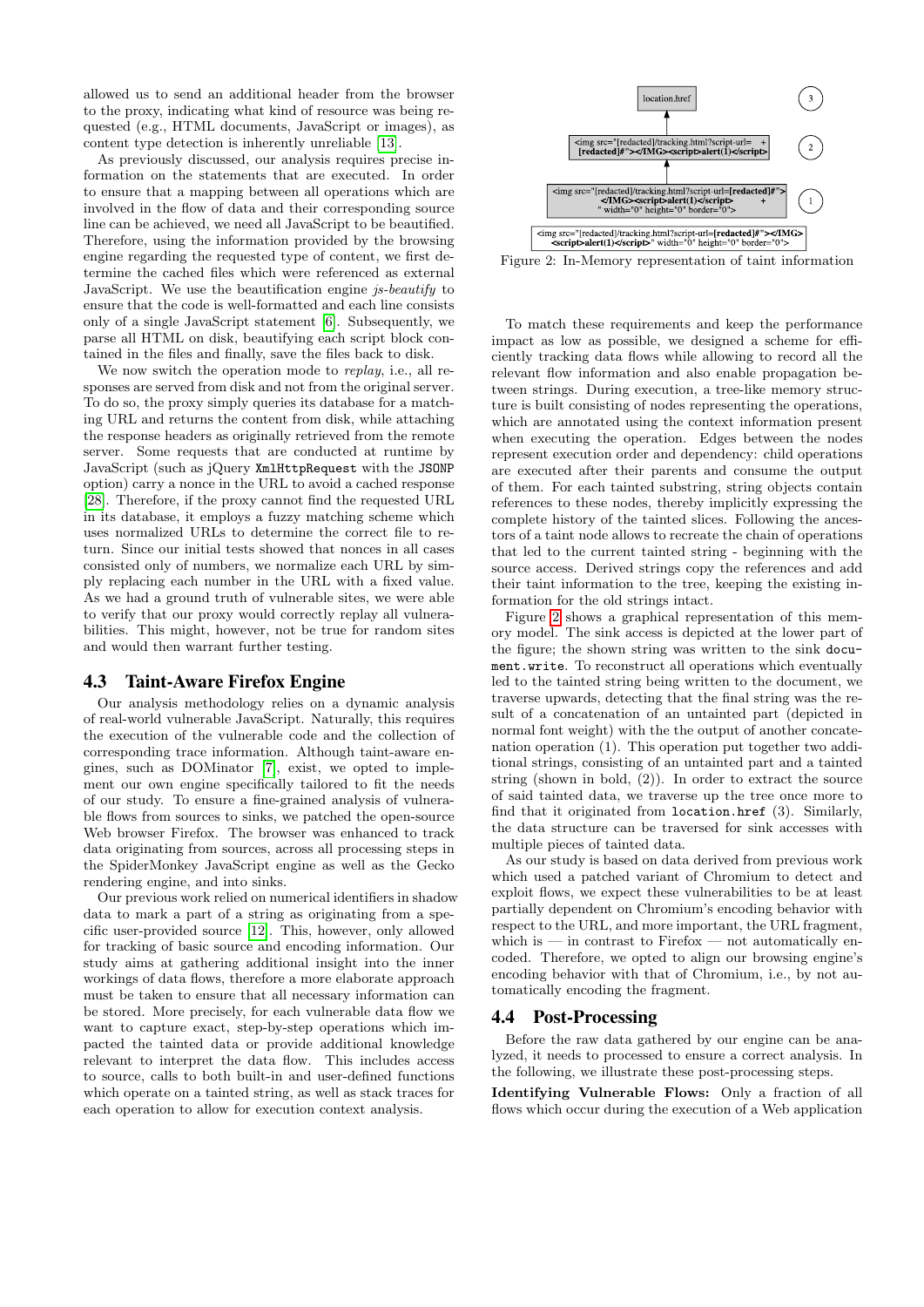allowed us to send an additional header from the browser to the proxy, indicating what kind of resource was being requested (e.g., HTML documents, JavaScript or images), as content type detection is inherently unreliable [13].

As previously discussed, our analysis requires precise information on the statements that are executed. In order to ensure that a mapping between all operations which are involved in the flow of data and their corresponding source line can be achieved, we need all JavaScript to be beautified. Therefore, using the information provided by the browsing engine regarding the requested type of content, we first determine the cached files which were referenced as external JavaScript. We use the beautification engine *js-beautify* to ensure that the code is well-formatted and each line consists only of a single JavaScript statement [6]. Subsequently, we parse all HTML on disk, beautifying each script block contained in the files and finally, save the files back to disk.

We now switch the operation mode to *replay*, i.e., all responses are served from disk and not from the original server. To do so, the proxy simply queries its database for a matching URL and returns the content from disk, while attaching the response headers as originally retrieved from the remote server. Some requests that are conducted at runtime by JavaScript (such as jQuery `XmlHttpRequest` with the `JSONP` option) carry a nonce in the URL to avoid a cached response [28]. Therefore, if the proxy cannot find the requested URL in its database, it employs a fuzzy matching scheme which uses normalized URLs to determine the correct file to return. Since our initial tests showed that nonces in all cases consisted only of numbers, we normalize each URL by simply replacing each number in the URL with a fixed value. As we had a ground truth of vulnerable sites, we were able to verify that our proxy would correctly replay all vulnerabilities. This might, however, not be true for random sites and would then warrant further testing.

## 4.3 Taint-Aware Firefox Engine

Our analysis methodology relies on a dynamic analysis of real-world vulnerable JavaScript. Naturally, this requires the execution of the vulnerable code and the collection of corresponding trace information. Although taint-aware engines, such as DOMinator [7], exist, we opted to implement our own engine specifically tailored to fit the needs of our study. To ensure a fine-grained analysis of vulnerable flows from sources to sinks, we patched the open-source Web browser Firefox. The browser was enhanced to track data originating from sources, across all processing steps in the SpiderMonkey JavaScript engine as well as the Gecko rendering engine, and into sinks.

Our previous work relied on numerical identifiers in shadow data to mark a part of a string as originating from a specific user-provided source [12]. This, however, only allowed for tracking of basic source and encoding information. Our study aims at gathering additional insight into the inner workings of data flows, therefore a more elaborate approach must be taken to ensure that all necessary information can be stored. More precisely, for each vulnerable data flow we want to capture exact, step-by-step operations which impacted the tainted data or provide additional knowledge relevant to interpret the data flow. This includes access to source, calls to both built-in and user-defined functions which operate on a tainted string, as well as stack traces for each operation to allow for execution context analysis.

location.href

3

<img src="[redacted]/tracking.html?script-url= + **[redacted]#"></IMG><script>alert(1)</script>**

2

<img src="[redacted]/tracking.html?script-url=**[redacted]#"></IMG><script>alert(1)</script>** + " width="0" height="0" border="0">

1

<img src="[redacted]/tracking.html?script-url=**[redacted]#"></IMG><script>alert(1)</script>**" width="0" height="0" border="0">

Figure 2: In-Memory representation of taint information

To match these requirements and keep the performance impact as low as possible, we designed a scheme for efficiently tracking data flows while allowing to record all the relevant flow information and also enable propagation between strings. During execution, a tree-like memory structure is built consisting of nodes representing the operations, which are annotated using the context information present when executing the operation. Edges between the nodes represent execution order and dependency: child operations are executed after their parents and consume the output of them. For each tainted substring, string objects contain references to these nodes, thereby implicitly expressing the complete history of the tainted slices. Following the ancestors of a taint node allows to recreate the chain of operations that led to the current tainted string - beginning with the source access. Derived strings copy the references and add their taint information to the tree, keeping the existing information for the old strings intact.

Figure 2 shows a graphical representation of this memory model. The sink access is depicted at the lower part of the figure; the shown string was written to the sink `document.write`. To reconstruct all operations which eventually led to the tainted string being written to the document, we traverse upwards, detecting that the final string was the result of a concatenation of an untainted part (depicted in normal font weight) with the the output of another concatenation operation (1). This operation put together two additional strings, consisting of an untainted part and a tainted string (shown in bold, (2)). In order to extract the source of said tainted data, we traverse up the tree once more to find that it originated from `location.href` (3). Similarly, the data structure can be traversed for sink accesses with multiple pieces of tainted data.

As our study is based on data derived from previous work which used a patched variant of Chromium to detect and exploit flows, we expect these vulnerabilities to be at least partially dependent on Chromium's encoding behavior with respect to the URL, and more important, the URL fragment, which is — in contrast to Firefox — not automatically encoded. Therefore, we opted to align our browsing engine's encoding behavior with that of Chromium, i.e., by not automatically encoding the fragment.

## 4.4 Post-Processing

Before the raw data gathered by our engine can be analyzed, it needs to processed to ensure a correct analysis. In the following, we illustrate these post-processing steps.

**Identifying Vulnerable Flows:** Only a fraction of all flows which occur during the execution of a Web application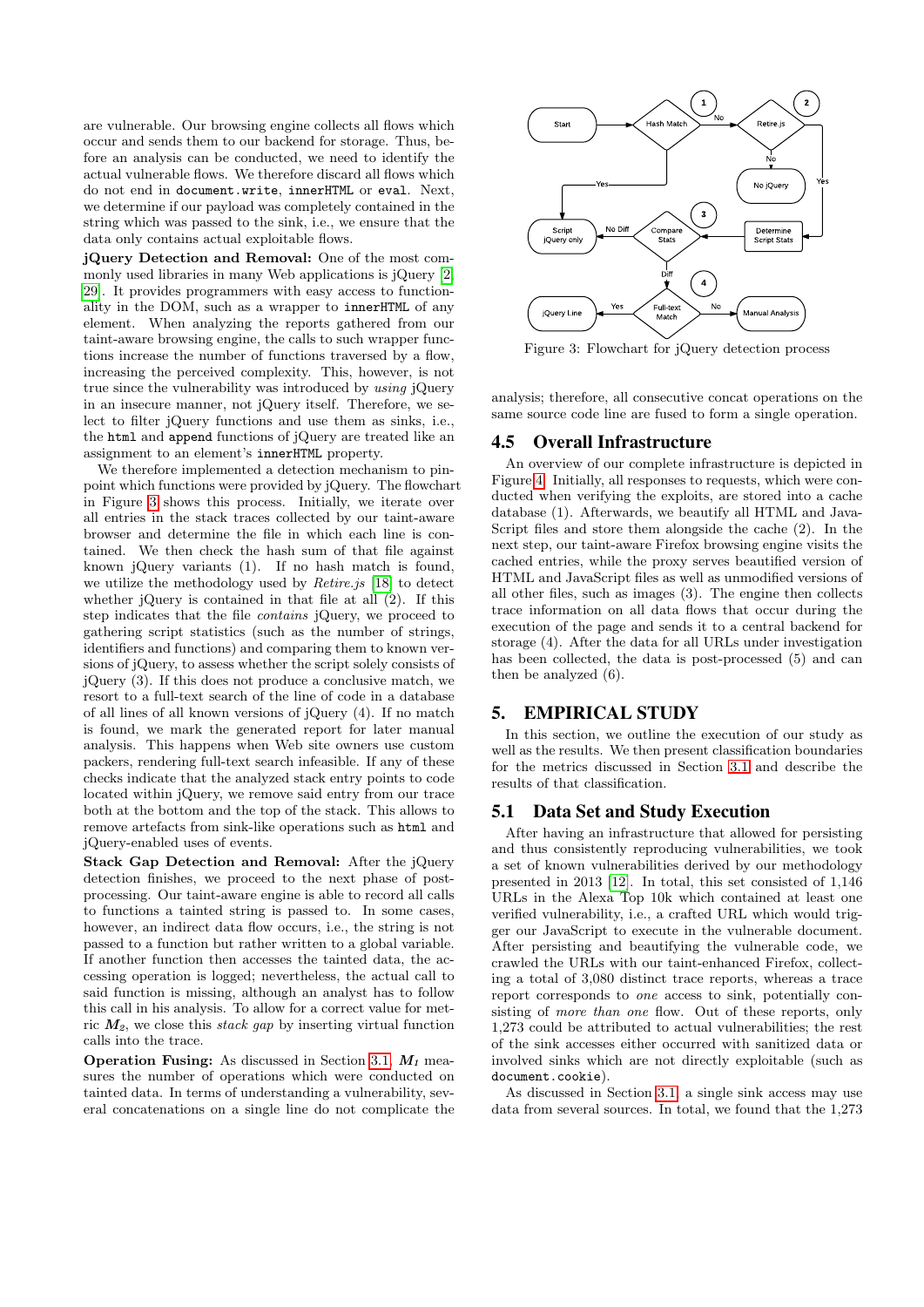are vulnerable. Our browsing engine collects all flows which occur and sends them to our backend for storage. Thus, before an analysis can be conducted, we need to identify the actual vulnerable flows. We therefore discard all flows which do not end in `document.write`, `innerHTML` or `eval`. Next, we determine if our payload was completely contained in the string which was passed to the sink, i.e., we ensure that the data only contains actual exploitable flows.

**jQuery Detection and Removal:** One of the most commonly used libraries in many Web applications is jQuery [2, 29]. It provides programmers with easy access to functionality in the DOM, such as a wrapper to `innerHTML` of any element. When analyzing the reports gathered from our taint-aware browsing engine, the calls to such wrapper functions increase the number of functions traversed by a flow, increasing the perceived complexity. This, however, is not true since the vulnerability was introduced by *using* jQuery in an insecure manner, not jQuery itself. Therefore, we select to filter jQuery functions and use them as sinks, i.e., the `html` and `append` functions of jQuery are treated like an assignment to an element's `innerHTML` property.

We therefore implemented a detection mechanism to pinpoint which functions were provided by jQuery. The flowchart in Figure 3 shows this process. Initially, we iterate over all entries in the stack traces collected by our taint-aware browser and determine the file in which each line is contained. We then check the hash sum of that file against known jQuery variants (1). If no hash match is found, we utilize the methodology used by *Retire.js* [18] to detect whether jQuery is contained in that file at all (2). If this step indicates that the file *contains* jQuery, we proceed to gathering script statistics (such as the number of strings, identifiers and functions) and comparing them to known versions of jQuery, to assess whether the script solely consists of jQuery (3). If this does not produce a conclusive match, we resort to a full-text search of the line of code in a database of all lines of all known versions of jQuery (4). If no match is found, we mark the generated report for later manual analysis. This happens when Web site owners use custom packers, rendering full-text search infeasible. If any of these checks indicate that the analyzed stack entry points to code located within jQuery, we remove said entry from our trace both at the bottom and the top of the stack. This allows us to remove artefacts from sink-like operations such as `html` and jQuery-enabled uses of events.

**Stack Gap Detection and Removal:** After the jQuery detection finishes, we proceed to the next phase of post-processing. Our taint-aware engine is able to record all calls to functions a tainted string is passed to. In some cases, however, an indirect data flow occurs, i.e., the string is not passed to a function but rather written to a global variable. If another function then accesses the tainted data, the accessing operation is logged; nevertheless, the actual call to said function is missing, although an analyst has to follow this call in his analysis. To allow for a correct value for metric $M_2$, we close this *stack gap* by inserting virtual function calls into the trace.

**Operation Fusing:** As discussed in Section 3.1, $M_1$ measures the number of operations which were conducted on tainted data. In terms of understanding a vulnerability, several concatenations on a single line do not complicate the analysis; therefore, all consecutive concat operations on the same source code line are fused to form a single operation.

Figure 3: Flowchart for jQuery detection process

## 4.5 Overall Infrastructure

An overview of our complete infrastructure is depicted in Figure 4. Initially, all responses to requests, which were conducted when verifying the exploits, are stored into a cache database (1). Afterwards, we beautify all HTML and JavaScript files and store them alongside the cache (2). In the next step, our taint-aware Firefox browsing engine visits the cached entries, while the proxy serves beautified version of HTML and JavaScript files as well as unmodified versions of all other files, such as images (3). The engine then collects trace information on all data flows that occur during the execution of the page and sends it to a central backend for storage (4). After the data for all URLs under investigation has been collected, the data is post-processed (5) and can then be analyzed (6).

# 5. EMPIRICAL STUDY

In this section, we outline the execution of our study as well as the results. We then present classification boundaries for the metrics discussed in Section 3.1 and describe the results of that classification.

## 5.1 Data Set and Study Execution

After having an infrastructure that allowed for persisting and thus consistently reproducing vulnerabilities, we took a set of known vulnerabilities derived by our methodology presented in 2013 [12]. In total, this set consisted of 1,146 URLs in the Alexa Top 10k which contained at least one verified vulnerability, i.e., a crafted URL which would trigger our JavaScript to execute in the vulnerable document. After persisting and beautifying the vulnerable code, we crawled the URLs with our taint-enhanced Firefox, collecting a total of 3,080 distinct trace reports, whereas a trace report corresponds to *one* access to sink, potentially consisting of *more than one* flow. Out of these reports, only 1,273 could be attributed to actual vulnerabilities; the rest of the sink accesses either occurred with sanitized data or involved sinks which are not directly exploitable (such as `document.cookie`).

As discussed in Section 3.1, a single sink access may use data from several sources. In total, we found that the 1,273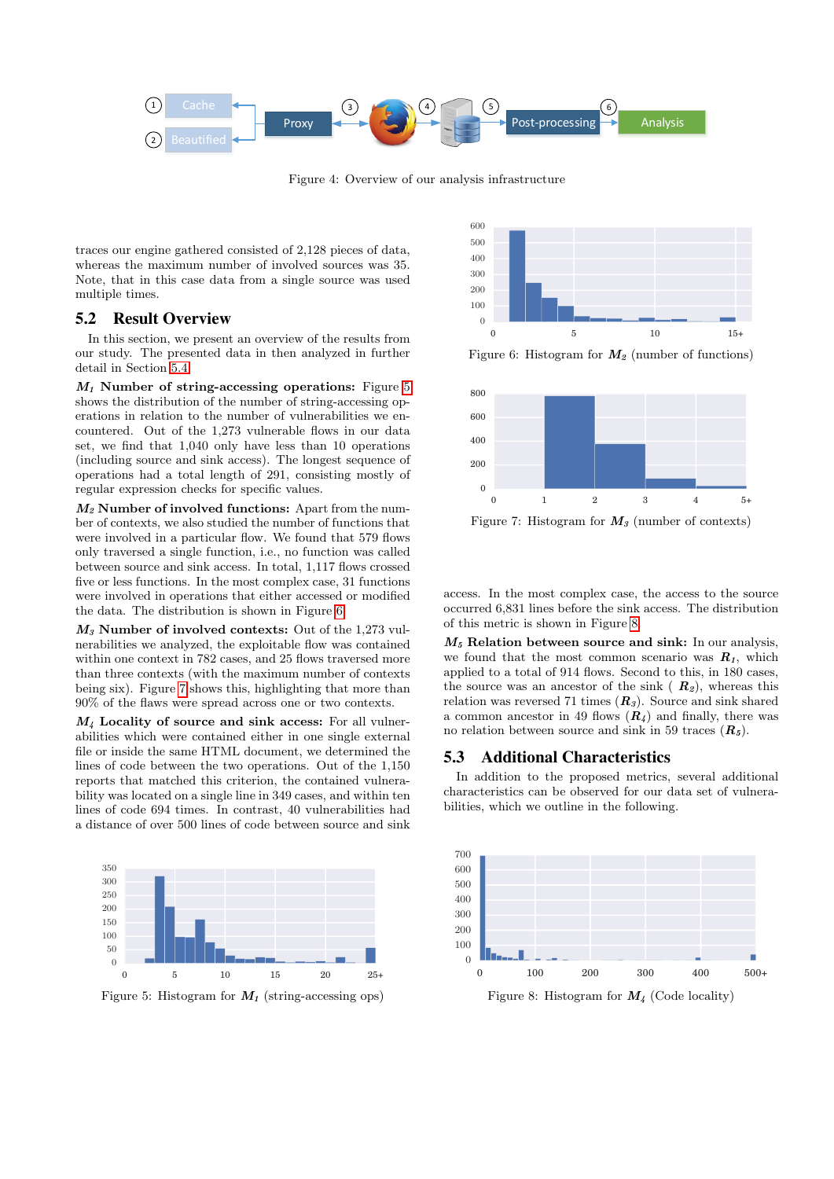Figure 4: Overview of our analysis infrastructure

traces our engine gathered consisted of 2,128 pieces of data, whereas the maximum number of involved sources was 35. Note, that in this case data from a single source was used multiple times.

## 5.2 Result Overview

In this section, we present an overview of the results from our study. The presented data in then analyzed in further detail in Section 5.4.

***M₁* Number of string-accessing operations:** Figure 5 shows the distribution of the number of string-accessing operations in relation to the number of vulnerabilities we encountered. Out of the 1,273 vulnerable flows in our data set, we find that 1,040 only have less than 10 operations (including source and sink access). The longest sequence of operations had a total length of 291, consisting mostly of regular expression checks for specific values.

***M₂* Number of involved functions:** Apart from the number of contexts, we also studied the number of functions that were involved in a particular flow. We found that 579 flows only traversed a single function, i.e., no function was called between source and sink access. In total, 1,117 flows crossed five or less functions. In the most complex case, 31 functions were involved in operations that either accessed or modified the data. The distribution is shown in Figure 6.

***M₃* Number of involved contexts:** Out of the 1,273 vulnerabilities we analyzed, the exploitable flow was contained within one context in 782 cases, and 25 flows traversed more than three contexts (with the maximum number of contexts being six). Figure 7 shows this, highlighting that more than 90% of the flaws were spread across one or two contexts.

***M₄* Locality of source and sink access:** For all vulnerabilities which were contained either in one single external file or inside the same HTML document, we determined the lines of code between the two operations. Out of the 1,150 reports that matched this criterion, the contained vulnerability was located on a single line in 349 cases, and within ten lines of code 694 times. In contrast, 40 vulnerabilities had a distance of over 500 lines of code between source and sink access. In the most complex case, the access to the source occurred 6,831 lines before the sink access. The distribution of this metric is shown in Figure 8.

Figure 5: Histogram for *M₁* (string-accessing ops)

Figure 6: Histogram for *M₂* (number of functions)

Figure 7: Histogram for *M₃* (number of contexts)

***M₅* Relation between source and sink:** In our analysis, we found that the most common scenario was ***R₁***, which applied to a total of 914 flows. Second to this, in 180 cases, the source was an ancestor of the sink ( ***R₂***), whereas this relation was reversed 71 times (***R₃***). Source and sink shared a common ancestor in 49 flows (***R₄***) and finally, there was no relation between source and sink in 59 traces (***R₅***).

## 5.3 Additional Characteristics

In addition to the proposed metrics, several additional characteristics can be observed for our data set of vulnerabilities, which we outline in the following.

Figure 8: Histogram for *M₄* (Code locality)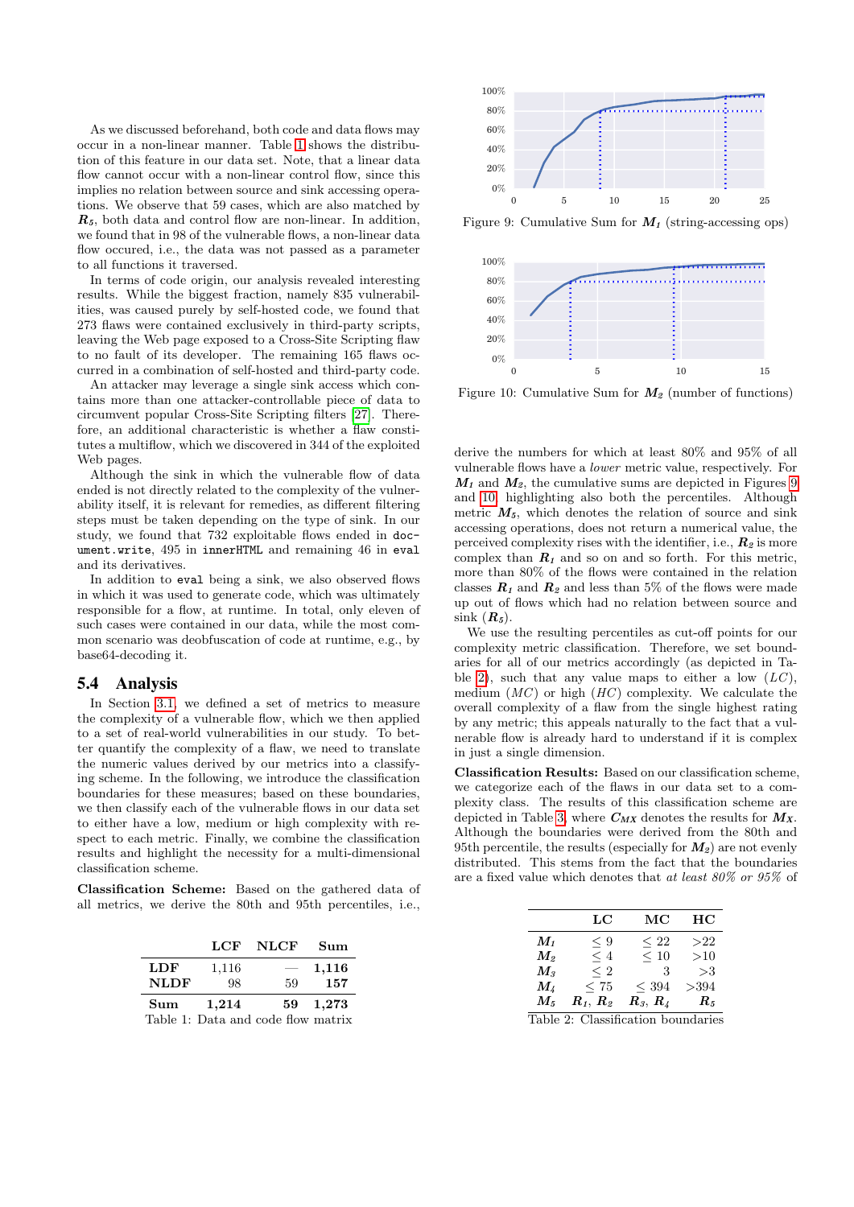As we discussed beforehand, both code and data flows may occur in a non-linear manner. Table 1 shows the distribution of this feature in our data set. Note, that a linear data flow cannot occur with a non-linear control flow, since this implies no relation between source and sink accessing operations. We observe that 59 cases, which are also matched by $R_5$, both data and control flow are non-linear. In addition, we found that in 98 of the vulnerable flows, a non-linear data flow occured, i.e., the data was not passed as a parameter to all functions it traversed.

In terms of code origin, our analysis revealed interesting results. While the biggest fraction, namely 835 vulnerabilities, was caused purely by self-hosted code, we found that 273 flaws were contained exclusively in third-party scripts, leaving the Web page exposed to a Cross-Site Scripting flaw to no fault of its developer. The remaining 165 flaws occurred in a combination of self-hosted and third-party code.

An attacker may leverage a single sink access which contains more than one attacker-controllable piece of data to circumvent popular Cross-Site Scripting filters [27]. Therefore, an additional characteristic is whether a flaw constitutes a multiflow, which we discovered in 344 of the exploited Web pages.

Although the sink in which the vulnerable flow of data ended is not directly related to the complexity of the vulnerability itself, it is relevant for remedies, as different filtering steps must be taken depending on the type of sink. In our study, we found that 732 exploitable flows ended in `document.write`, 495 in `innerHTML` and remaining 46 in `eval` and its derivatives.

In addition to `eval` being a sink, we also observed flows in which it was used to generate code, which was ultimately responsible for a flow, at runtime. In total, only eleven of such cases were contained in our data, while the most common scenario was deobfuscation of code at runtime, e.g., by base64-decoding it.

## 5.4 Analysis

In Section 3.1, we defined a set of metrics to measure the complexity of a vulnerable flow, which we then applied to a set of real-world vulnerabilities in our study. To better quantify the complexity of a flaw, we need to translate the numeric values derived by our metrics into a classifying scheme. In the following, we introduce the classification boundaries for these measures; based on these boundaries, we then classify each of the vulnerable flows in our data set to either have a low, medium or high complexity with respect to each metric. Finally, we combine the classification results and highlight the necessity for a multi-dimensional classification scheme.

**Classification Scheme:** Based on the gathered data of all metrics, we derive the 80th and 95th percentiles, i.e.,

| | LCF | NLCF | Sum |
|---|---|---|---|
| **LDF** | 1,116 | — | **1,116** |
| **NLDF** | 98 | 59 | **157** |
| **Sum** | **1,214** | **59** | **1,273** |

Table 1: Data and code flow matrix

Figure 9: Cumulative Sum for $M_1$ (string-accessing ops)

Figure 10: Cumulative Sum for $M_2$ (number of functions)

derive the numbers for which at least 80% and 95% of all vulnerable flows have a *lower* metric value, respectively. For $M_1$ and $M_2$, the cumulative sums are depicted in Figures 9 and 10, highlighting also both the percentiles. Although metric $M_5$, which denotes the relation of source and sink accessing operations, does not return a numerical value, the perceived complexity rises with the identifier, i.e., $R_2$ is more complex than $R_1$ and so on and so forth. For this metric, more than 80% of the flows were contained in the relation classes $R_1$ and $R_2$ and less than 5% of the flows were made up out of flows which had no relation between source and sink ($R_5$).

We use the resulting percentiles as cut-off points for our complexity metric classification. Therefore, we set boundaries for all of our metrics accordingly (as depicted in Table 2), such that any value maps to either a low (*LC*), medium (*MC*) or high (*HC*) complexity. We calculate the overall complexity of a flaw from the single highest rating by any metric; this appeals naturally to the fact that a vulnerable flow is already hard to understand if it is complex in just a single dimension.

**Classification Results:** Based on our classification scheme, we categorize each of the flaws in our data set to a complexity class. The results of this classification scheme are depicted in Table 3, where $C_{MX}$ denotes the results for $M_X$. Although the boundaries were derived from the 80th and 95th percentile, the results (especially for $M_2$) are not evenly distributed. This stems from the fact that the boundaries are a fixed value which denotes that *at least 80% or 95%* of

| | LC | MC | HC |
|---|---|---|---|
| $M_1$ | $\leq 9$ | $\leq 22$ | $>22$ |
| $M_2$ | $\leq 4$ | $\leq 10$ | $>10$ |
| $M_3$ | $\leq 2$ | 3 | $>3$ |
| $M_4$ | $\leq 75$ | $\leq 394$ | $>394$ |
| $M_5$ | $R_1$, $R_2$ | $R_3$, $R_4$ | $R_5$ |

Table 2: Classification boundaries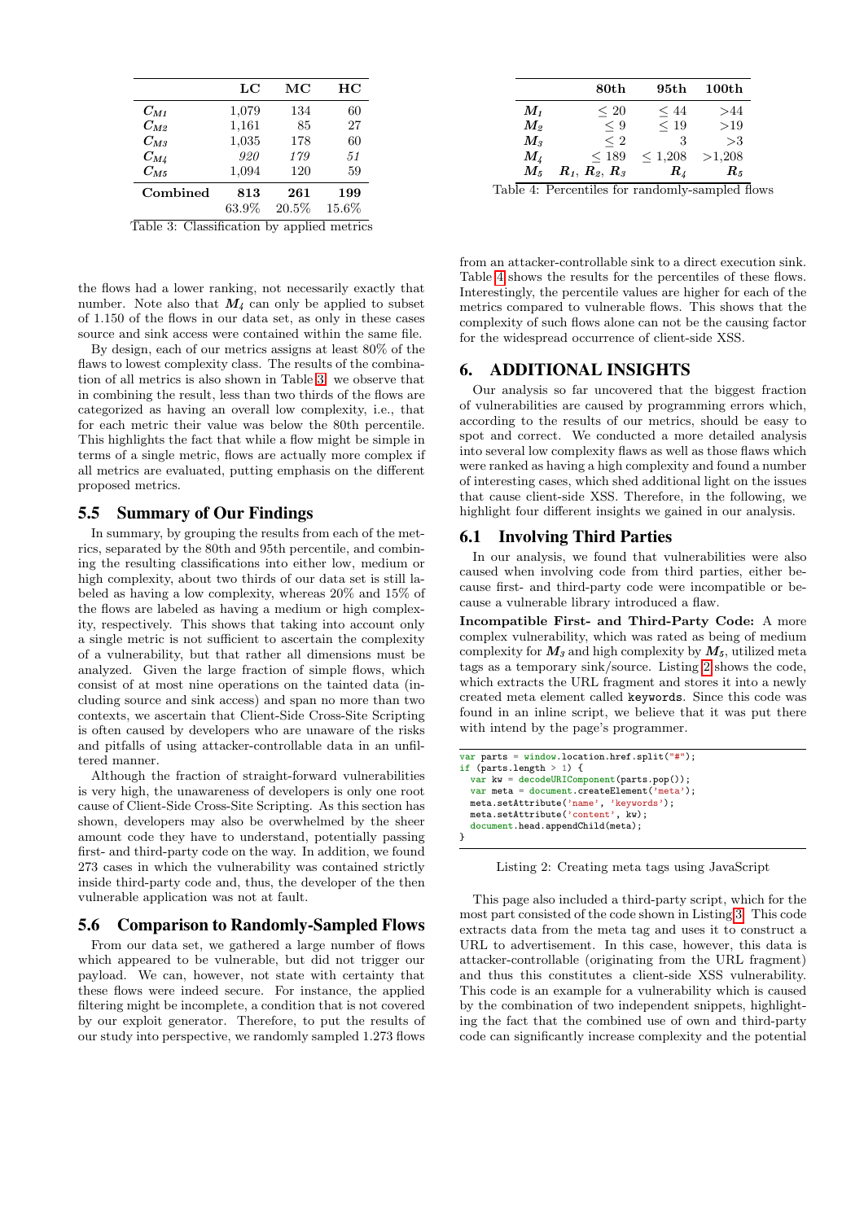|  | LC | MC | HC |
|---|---|---|---|
| $C_{M1}$ | 1,079 | 134 | 60 |
| $C_{M2}$ | 1,161 | 85 | 27 |
| $C_{M3}$ | 1,035 | 178 | 60 |
| $C_{M4}$ | *920* | *179* | *51* |
| $C_{M5}$ | 1,094 | 120 | 59 |
| **Combined** | **813** | **261** | **199** |
|  | 63.9% | 20.5% | 15.6% |

Table 3: Classification by applied metrics

|  | 80th | 95th | 100th |
|---|---|---|---|
| $M_1$ | $\leq 20$ | $\leq 44$ | $>44$ |
| $M_2$ | $\leq 9$ | $\leq 19$ | $>19$ |
| $M_3$ | $\leq 2$ | 3 | $>3$ |
| $M_4$ | $\leq 189$ | $\leq 1{,}208$ | $>1{,}208$ |
| $M_5$ | $R_1$, $R_2$, $R_3$ | $R_4$ | $R_5$ |

Table 4: Percentiles for randomly-sampled flows

the flows had a lower ranking, not necessarily exactly that number. Note also that $M_4$ can only be applied to subset of 1.150 of the flows in our data set, as only in these cases source and sink access were contained within the same file.

By design, each of our metrics assigns at least 80% of the flaws to lowest complexity class. The results of the combination of all metrics is also shown in Table 3: we observe that in combining the result, less than two thirds of the flows are categorized as having an overall low complexity, i.e., that for each metric their value was below the 80th percentile. This highlights the fact that while a flow might be simple in terms of a single metric, flows are actually more complex if all metrics are evaluated, putting emphasis on the different proposed metrics.

### 5.5 Summary of Our Findings

In summary, by grouping the results from each of the metrics, separated by the 80th and 95th percentile, and combining the resulting classifications into either low, medium or high complexity, about two thirds of our data set is still labeled as having a low complexity, whereas 20% and 15% of the flows are labeled as having a medium or high complexity, respectively. This shows that taking into account only a single metric is not sufficient to ascertain the complexity of a vulnerability, but that rather all dimensions must be analyzed. Given the large fraction of simple flows, which consist of at most nine operations on the tainted data (including source and sink access) and span no more than two contexts, we ascertain that Client-Side Cross-Site Scripting is often caused by developers who are unaware of the risks and pitfalls of using attacker-controllable data in an unfiltered manner.

Although the fraction of straight-forward vulnerabilities is very high, the unawareness of developers is only one root cause of Client-Side Cross-Site Scripting. As this section has shown, developers may also be overwhelmed by the sheer amount code they have to understand, potentially passing first- and third-party code on the way. In addition, we found 273 cases in which the vulnerability was contained strictly inside third-party code and, thus, the developer of the then vulnerable application was not at fault.

### 5.6 Comparison to Randomly-Sampled Flows

From our data set, we gathered a large number of flows which appeared to be vulnerable, but did not trigger our payload. We can, however, not state with certainty that these flows were indeed secure. For instance, the applied filtering might be incomplete, a condition that is not covered by our exploit generator. Therefore, to put the results of our study into perspective, we randomly sampled 1.273 flows from an attacker-controllable sink to a direct execution sink. Table 4 shows the results for the percentiles of these flows. Interestingly, the percentile values are higher for each of the metrics compared to vulnerable flows. This shows that the complexity of such flows alone can not be the causing factor for the widespread occurrence of client-side XSS.

## 6. ADDITIONAL INSIGHTS

Our analysis so far uncovered that the biggest fraction of vulnerabilities are caused by programming errors which, according to the results of our metrics, should be easy to spot and correct. We conducted a more detailed analysis into several low complexity flaws as well as those flaws which were ranked as having a high complexity and found a number of interesting cases, which shed additional light on the issues that cause client-side XSS. Therefore, in the following, we highlight four different insights we gained in our analysis.

### 6.1 Involving Third Parties

In our analysis, we found that vulnerabilities were also caused when involving code from third parties, either because first- and third-party code were incompatible or because a vulnerable library introduced a flaw.

**Incompatible First- and Third-Party Code:** A more complex vulnerability, which was rated as being of medium complexity for $M_3$ and high complexity by $M_5$, utilized meta tags as a temporary sink/source. Listing 2 shows the code, which extracts the URL fragment and stores it into a newly created meta element called `keywords`. Since this code was found in an inline script, we believe that it was put there with intend by the page's programmer.

```
var parts = window.location.href.split("#");
if (parts.length > 1) {
  var kw = decodeURIComponent(parts.pop());
  var meta = document.createElement('meta');
  meta.setAttribute('name', 'keywords');
  meta.setAttribute('content', kw);
  document.head.appendChild(meta);
}
```

Listing 2: Creating meta tags using JavaScript

This page also included a third-party script, which for the most part consisted of the code shown in Listing 3. This code extracts data from the meta tag and uses it to construct a URL to advertisement. In this case, however, this data is attacker-controllable (originating from the URL fragment) and thus this constitutes a client-side XSS vulnerability. This code is an example for a vulnerability which is caused by the combination of two independent snippets, highlighting the fact that the combined use of own and third-party code can significantly increase complexity and the potential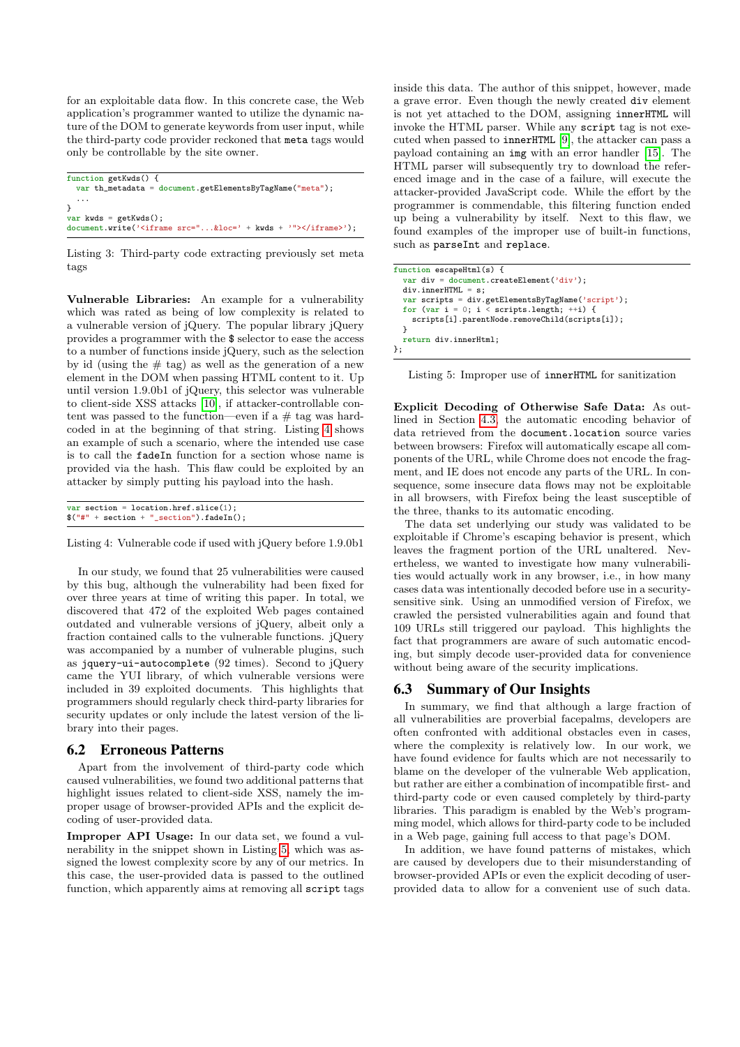for an exploitable data flow. In this concrete case, the Web application's programmer wanted to utilize the dynamic nature of the DOM to generate keywords from user input, while the third-party code provider reckoned that `meta` tags would only be controllable by the site owner.

```
function getKwds() {
  var th_metadata = document.getElementsByTagName("meta");
  ...
}
var kwds = getKwds();
document.write('<iframe src="...&loc=' + kwds + '"></iframe>');
```

Listing 3: Third-party code extracting previously set meta tags

**Vulnerable Libraries:** An example for a vulnerability which was rated as being of low complexity is related to a vulnerable version of jQuery. The popular library jQuery provides a programmer with the `$` selector to ease the access to a number of functions inside jQuery, such as the selection by id (using the # tag) as well as the generation of a new element in the DOM when passing HTML content to it. Up until version 1.9.0b1 of jQuery, this selector was vulnerable to client-side XSS attacks [10], if attacker-controllable content was passed to the function—even if a # tag was hard-coded in at the beginning of that string. Listing 4 shows an example of such a scenario, where the intended use case is to call the `fadeIn` function for a section whose name is provided via the hash. This flaw could be exploited by an attacker by simply putting his payload into the hash.

```
var section = location.href.slice(1);
$("#" + section + "_section").fadeIn();
```

Listing 4: Vulnerable code if used with jQuery before 1.9.0b1

In our study, we found that 25 vulnerabilities were caused by this bug, although the vulnerability had been fixed for over three years at time of writing this paper. In total, we discovered that 472 of the exploited Web pages contained outdated and vulnerable versions of jQuery, albeit only a fraction contained calls to the vulnerable functions. jQuery was accompanied by a number of vulnerable plugins, such as `jquery-ui-autocomplete` (92 times). Second to jQuery came the YUI library, of which vulnerable versions were included in 39 exploited documents. This highlights that programmers should regularly check third-party libraries for security updates or only include the latest version of the library into their pages.

## 6.2 Erroneous Patterns

Apart from the involvement of third-party code which caused vulnerabilities, we found two additional patterns that highlight issues related to client-side XSS, namely the improper usage of browser-provided APIs and the explicit decoding of user-provided data.

**Improper API Usage:** In our data set, we found a vulnerability in the snippet shown in Listing 5, which was assigned the lowest complexity score by any of our metrics. In this case, the user-provided data is passed to the outlined function, which apparently aims at removing all `script` tags inside this data. The author of this snippet, however, made a grave error. Even though the newly created `div` element is not yet attached to the DOM, assigning `innerHTML` will invoke the HTML parser. While any `script` tag is not executed when passed to `innerHTML` [9], the attacker can pass a payload containing an `img` with an error handler [15]. The HTML parser will subsequently try to download the referenced image and in the case of a failure, will execute the attacker-provided JavaScript code. While the effort by the programmer is commendable, this filtering function ended up being a vulnerability by itself. Next to this flaw, we found examples of the improper use of built-in functions, such as `parseInt` and `replace`.

```
function escapeHtml(s) {
  var div = document.createElement('div');
  div.innerHTML = s;
  var scripts = div.getElementsByTagName('script');
  for (var i = 0; i < scripts.length; ++i) {
    scripts[i].parentNode.removeChild(scripts[i]);
  }
  return div.innerHtml;
};
```

Listing 5: Improper use of `innerHTML` for sanitization

**Explicit Decoding of Otherwise Safe Data:** As outlined in Section 4.3, the automatic encoding behavior of data retrieved from the `document.location` source varies between browsers: Firefox will automatically escape all components of the URL, while Chrome does not encode the fragment, and IE does not encode any parts of the URL. In consequence, some insecure data flows may not be exploitable in all browsers, with Firefox being the least susceptible of the three, thanks to its automatic encoding.

The data set underlying our study was validated to be exploitable if Chrome's escaping behavior is present, which leaves the fragment portion of the URL unaltered. Nevertheless, we wanted to investigate how many vulnerabilities would actually work in any browser, i.e., in how many cases data was intentionally decoded before use in a security-sensitive sink. Using an unmodified version of Firefox, we crawled the persisted vulnerabilities again and found that 109 URLs still triggered our payload. This highlights the fact that programmers are aware of such automatic encoding, but simply decode user-provided data for convenience without being aware of the security implications.

## 6.3 Summary of Our Insights

In summary, we find that although a large fraction of all vulnerabilities are proverbial facepalms, developers are often confronted with additional obstacles even in cases, where the complexity is relatively low. In our work, we have found evidence for faults which are not necessarily to blame on the developer of the vulnerable Web application, but rather are either a combination of incompatible first- and third-party code or even caused completely by third-party libraries. This paradigm is enabled by the Web's programming model, which allows for third-party code to be included in a Web page, gaining full access to that page's DOM.

In addition, we have found patterns of mistakes, which are caused by developers due to their misunderstanding of browser-provided APIs or even the explicit decoding of user-provided data to allow for a convenient use of such data.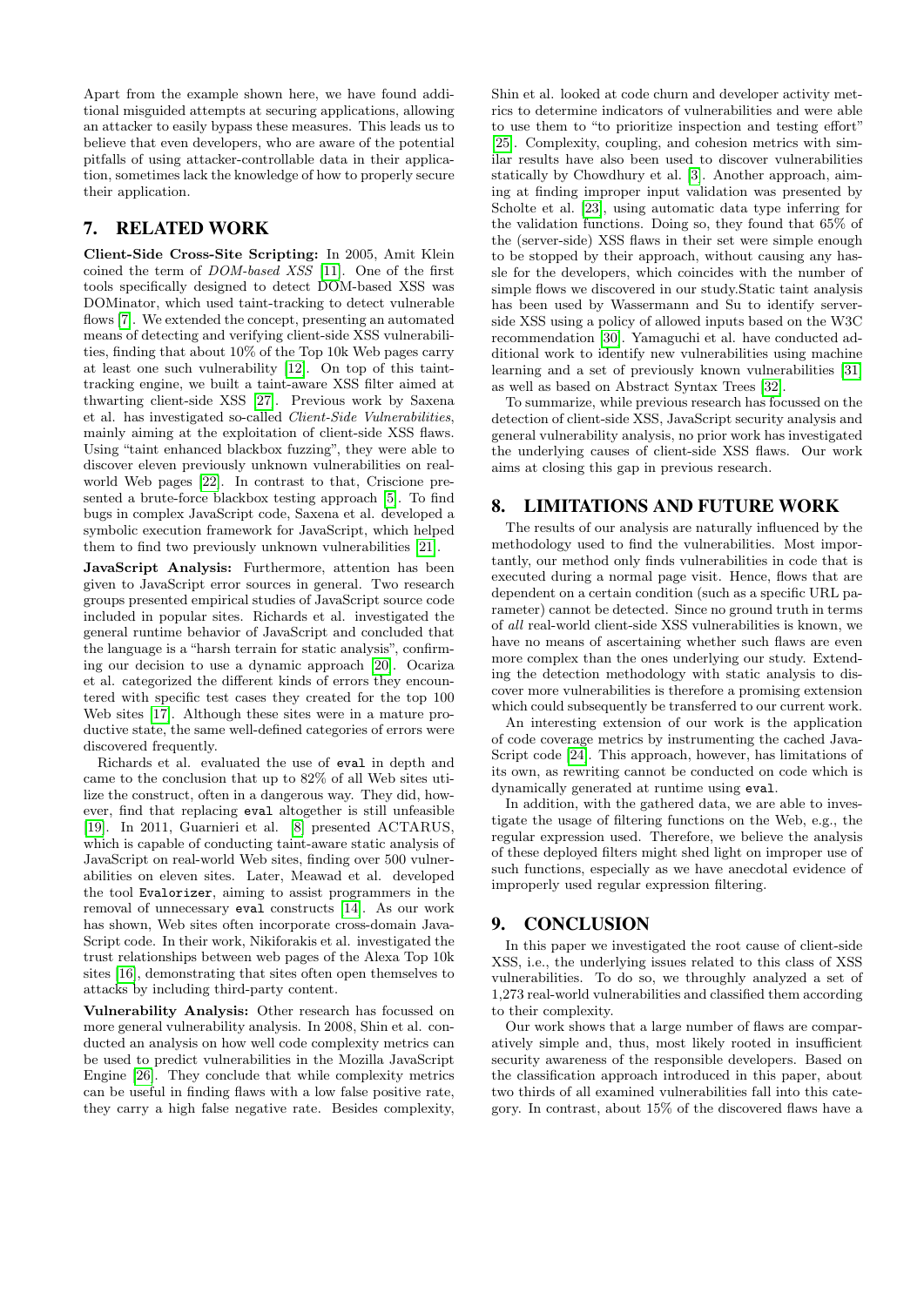Apart from the example shown here, we have found additional misguided attempts at securing applications, allowing an attacker to easily bypass these measures. This leads us to believe that even developers, who are aware of the potential pitfalls of using attacker-controllable data in their application, sometimes lack the knowledge of how to properly secure their application.

## 7. RELATED WORK

**Client-Side Cross-Site Scripting:** In 2005, Amit Klein coined the term of *DOM-based XSS* [11]. One of the first tools specifically designed to detect DOM-based XSS was DOMinator, which used taint-tracking to detect vulnerable flows [7]. We extended the concept, presenting an automated means of detecting and verifying client-side XSS vulnerabilities, finding that about 10% of the Top 10k Web pages carry at least one such vulnerability [12]. On top of this taint-tracking engine, we built a taint-aware XSS filter aimed at thwarting client-side XSS [27]. Previous work by Saxena et al. has investigated so-called *Client-Side Vulnerabilities*, mainly aiming at the exploitation of client-side XSS flaws. Using "taint enhanced blackbox fuzzing", they were able to discover eleven previously unknown vulnerabilities on real-world Web pages [22]. In contrast to that, Criscione presented a brute-force blackbox testing approach [5]. To find bugs in complex JavaScript code, Saxena et al. developed a symbolic execution framework for JavaScript, which helped them to find two previously unknown vulnerabilities [21].

**JavaScript Analysis:** Furthermore, attention has been given to JavaScript error sources in general. Two research groups presented empirical studies of JavaScript source code included in popular sites. Richards et al. investigated the general runtime behavior of JavaScript and concluded that the language is a "harsh terrain for static analysis", confirming our decision to use a dynamic approach [20]. Ocariza et al. categorized the different kinds of errors they encountered with specific test cases they created for the top 100 Web sites [17]. Although these sites were in a mature productive state, the same well-defined categories of errors were discovered frequently.

Richards et al. evaluated the use of `eval` in depth and came to the conclusion that up to 82% of all Web sites utilize the construct, often in a dangerous way. They did, however, find that replacing `eval` altogether is still unfeasible [19]. In 2011, Guarnieri et al. [8] presented ACTARUS, which is capable of conducting taint-aware static analysis of JavaScript on real-world Web sites, finding over 500 vulnerabilities on eleven sites. Later, Meawad et al. developed the tool `Evalorizer`, aiming to assist programmers in the removal of unnecessary `eval` constructs [14]. As our work has shown, Web sites often incorporate cross-domain JavaScript code. In their work, Nikiforakis et al. investigated the trust relationships between web pages of the Alexa Top 10k sites [16], demonstrating that sites often open themselves to attacks by including third-party content.

**Vulnerability Analysis:** Other research has focussed on more general vulnerability analysis. In 2008, Shin et al. conducted an analysis on how well code complexity metrics can be used to predict vulnerabilities in the Mozilla JavaScript Engine [26]. They conclude that while complexity metrics can be useful in finding flaws with a low false positive rate, they carry a high false negative rate. Besides complexity, Shin et al. looked at code churn and developer activity metrics to determine indicators of vulnerabilities and were able to use them to "to prioritize inspection and testing effort" [25]. Complexity, coupling, and cohesion metrics with similar results have also been used to discover vulnerabilities statically by Chowdhury et al. [3]. Another approach, aiming at finding improper input validation was presented by Scholte et al. [23], using automatic data type inferring for the validation functions. Doing so, they found that 65% of the (server-side) XSS flaws in their set were simple enough to be stopped by their approach, without causing any hassle for the developers, which coincides with the number of simple flows we discovered in our study.Static taint analysis has been used by Wassermann and Su to identify server-side XSS using a policy of allowed inputs based on the W3C recommendation [30]. Yamaguchi et al. have conducted additional work to identify new vulnerabilities using machine learning and a set of previously known vulnerabilities [31] as well as based on Abstract Syntax Trees [32].

To summarize, while previous research has focussed on the detection of client-side XSS, JavaScript security analysis and general vulnerability analysis, no prior work has investigated the underlying causes of client-side XSS flaws. Our work aims at closing this gap in previous research.

## 8. LIMITATIONS AND FUTURE WORK

The results of our analysis are naturally influenced by the methodology used to find the vulnerabilities. Most importantly, our method only finds vulnerabilities in code that is executed during a normal page visit. Hence, flows that are dependent on a certain condition (such as a specific URL parameter) cannot be detected. Since no ground truth in terms of *all* real-world client-side XSS vulnerabilities is known, we have no means of ascertaining whether such flaws are even more complex than the ones underlying our study. Extending the detection methodology with static analysis to discover more vulnerabilities is therefore a promising extension which could subsequently be transferred to our current work.

An interesting extension of our work is the application of code coverage metrics by instrumenting the cached JavaScript code [24]. This approach, however, has limitations of its own, as rewriting cannot be conducted on code which is dynamically generated at runtime using `eval`.

In addition, with the gathered data, we are able to investigate the usage of filtering functions on the Web, e.g., the regular expression used. Therefore, we believe the analysis of these deployed filters might shed light on improper use of such functions, especially as we have anecdotal evidence of improperly used regular expression filtering.

## 9. CONCLUSION

In this paper we investigated the root cause of client-side XSS, i.e., the underlying issues related to this class of XSS vulnerabilities. To do so, we throughly analyzed a set of 1,273 real-world vulnerabilities and classified them according to their complexity.

Our work shows that a large number of flaws are comparatively simple and, thus, most likely rooted in insufficient security awareness of the responsible developers. Based on the classification approach introduced in this paper, about two thirds of all examined vulnerabilities fall into this category. In contrast, about 15% of the discovered flaws have a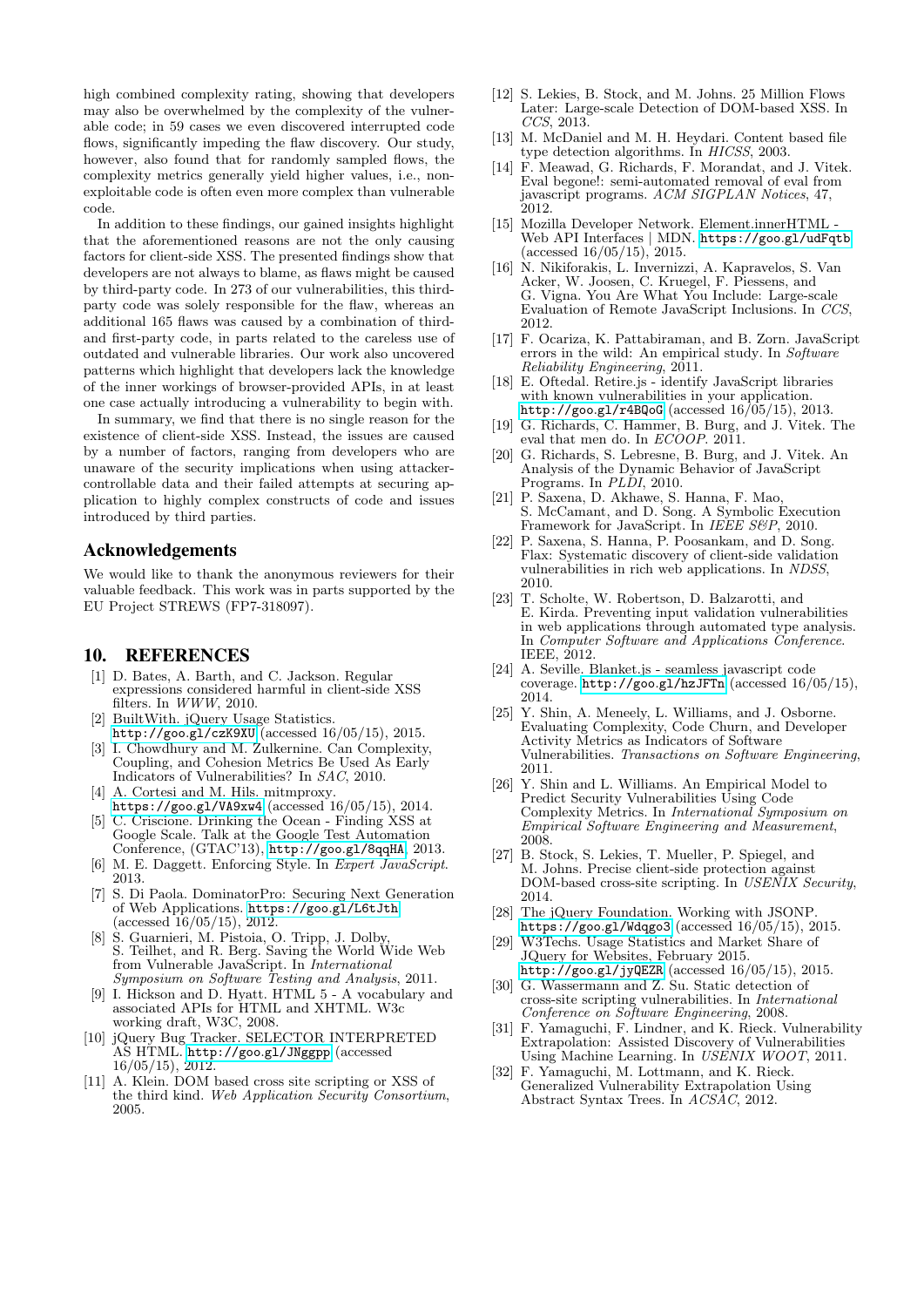high combined complexity rating, showing that developers may also be overwhelmed by the complexity of the vulnerable code; in 59 cases we even discovered interrupted code flows, significantly impeding the flaw discovery. Our study, however, also found that for randomly sampled flows, the complexity metrics generally yield higher values, i.e., non-exploitable code is often even more complex than vulnerable code.

In addition to these findings, our gained insights highlight that the aforementioned reasons are not the only causing factors for client-side XSS. The presented findings show that developers are not always to blame, as flaws might be caused by third-party code. In 273 of our vulnerabilities, this third-party code was solely responsible for the flaw, whereas an additional 165 flaws was caused by a combination of third- and first-party code, in parts related to the careless use of outdated and vulnerable libraries. Our work also uncovered patterns which highlight that developers lack the knowledge of the inner workings of browser-provided APIs, in at least one case actually introducing a vulnerability to begin with.

In summary, we find that there is no single reason for the existence of client-side XSS. Instead, the issues are caused by a number of factors, ranging from developers who are unaware of the security implications when using attacker-controllable data and their failed attempts at securing application to highly complex constructs of code and issues introduced by third parties.

## Acknowledgements

We would like to thank the anonymous reviewers for their valuable feedback. This work was in parts supported by the EU Project STREWS (FP7-318097).

## 10. REFERENCES

[1] D. Bates, A. Barth, and C. Jackson. Regular expressions considered harmful in client-side XSS filters. In *WWW*, 2010.

[2] BuiltWith. jQuery Usage Statistics. http://goo.gl/czK9XU (accessed 16/05/15), 2015.

[3] I. Chowdhury and M. Zulkernine. Can Complexity, Coupling, and Cohesion Metrics Be Used As Early Indicators of Vulnerabilities? In *SAC*, 2010.

[4] A. Cortesi and M. Hils. mitmproxy. https://goo.gl/VA9xw4 (accessed 16/05/15), 2014.

[5] C. Criscione. Drinking the Ocean - Finding XSS at Google Scale. Talk at the Google Test Automation Conference, (GTAC'13), http://goo.gl/8qqHA, 2013.

[6] M. E. Daggett. Enforcing Style. In *Expert JavaScript*. 2013.

[7] S. Di Paola. DominatorPro: Securing Next Generation of Web Applications. https://goo.gl/L6tJth (accessed 16/05/15), 2012.

[8] S. Guarnieri, M. Pistoia, O. Tripp, J. Dolby, S. Teilhet, and R. Berg. Saving the World Wide Web from Vulnerable JavaScript. In *International Symposium on Software Testing and Analysis*, 2011.

[9] I. Hickson and D. Hyatt. HTML 5 - A vocabulary and associated APIs for HTML and XHTML. W3c working draft, W3C, 2008.

[10] jQuery Bug Tracker. SELECTOR INTERPRETED AS HTML. http://goo.gl/JNggpp (accessed 16/05/15), 2012.

[11] A. Klein. DOM based cross site scripting or XSS of the third kind. *Web Application Security Consortium*, 2005.

[12] S. Lekies, B. Stock, and M. Johns. 25 Million Flows Later: Large-scale Detection of DOM-based XSS. In *CCS*, 2013.

[13] M. McDaniel and M. H. Heydari. Content based file type detection algorithms. In *HICSS*, 2003.

[14] F. Meawad, G. Richards, F. Morandat, and J. Vitek. Eval begone!: semi-automated removal of eval from javascript programs. *ACM SIGPLAN Notices*, 47, 2012.

[15] Mozilla Developer Network. Element.innerHTML - Web API Interfaces | MDN. https://goo.gl/udFqtb (accessed 16/05/15), 2015.

[16] N. Nikiforakis, L. Invernizzi, A. Kapravelos, S. Van Acker, W. Joosen, C. Kruegel, F. Piessens, and G. Vigna. You Are What You Include: Large-scale Evaluation of Remote JavaScript Inclusions. In *CCS*, 2012.

[17] F. Ocariza, K. Pattabiraman, and B. Zorn. JavaScript errors in the wild: An empirical study. In *Software Reliability Engineering*, 2011.

[18] E. Oftedal. Retire.js - identify JavaScript libraries with known vulnerabilities in your application. http://goo.gl/r4BQoG (accessed 16/05/15), 2013.

[19] G. Richards, C. Hammer, B. Burg, and J. Vitek. The eval that men do. In *ECOOP*. 2011.

[20] G. Richards, S. Lebresne, B. Burg, and J. Vitek. An Analysis of the Dynamic Behavior of JavaScript Programs. In *PLDI*, 2010.

[21] P. Saxena, D. Akhawe, S. Hanna, F. Mao, S. McCamant, and D. Song. A Symbolic Execution Framework for JavaScript. In *IEEE S&P*, 2010.

[22] P. Saxena, S. Hanna, P. Poosankam, and D. Song. Flax: Systematic discovery of client-side validation vulnerabilities in rich web applications. In *NDSS*, 2010.

[23] T. Scholte, W. Robertson, D. Balzarotti, and E. Kirda. Preventing input validation vulnerabilities in web applications through automated type analysis. In *Computer Software and Applications Conference*. IEEE, 2012.

[24] A. Seville. Blanket.js - seamless javascript code coverage. http://goo.gl/hzJFTn (accessed 16/05/15), 2014.

[25] Y. Shin, A. Meneely, L. Williams, and J. Osborne. Evaluating Complexity, Code Churn, and Developer Activity Metrics as Indicators of Software Vulnerabilities. *Transactions on Software Engineering*, 2011.

[26] Y. Shin and L. Williams. An Empirical Model to Predict Security Vulnerabilities Using Code Complexity Metrics. In *International Symposium on Empirical Software Engineering and Measurement*, 2008.

[27] B. Stock, S. Lekies, T. Mueller, P. Spiegel, and M. Johns. Precise client-side protection against DOM-based cross-site scripting. In *USENIX Security*, 2014.

[28] The jQuery Foundation. Working with JSONP. https://goo.gl/Wdqgo3 (accessed 16/05/15), 2015.

[29] W3Techs. Usage Statistics and Market Share of JQuery for Websites, February 2015. http://goo.gl/jyQEZR (accessed 16/05/15), 2015.

[30] G. Wassermann and Z. Su. Static detection of cross-site scripting vulnerabilities. In *International Conference on Software Engineering*, 2008.

[31] F. Yamaguchi, F. Lindner, and K. Rieck. Vulnerability Extrapolation: Assisted Discovery of Vulnerabilities Using Machine Learning. In *USENIX WOOT*, 2011.

[32] F. Yamaguchi, M. Lottmann, and K. Rieck. Generalized Vulnerability Extrapolation Using Abstract Syntax Trees. In *ACSAC*, 2012.